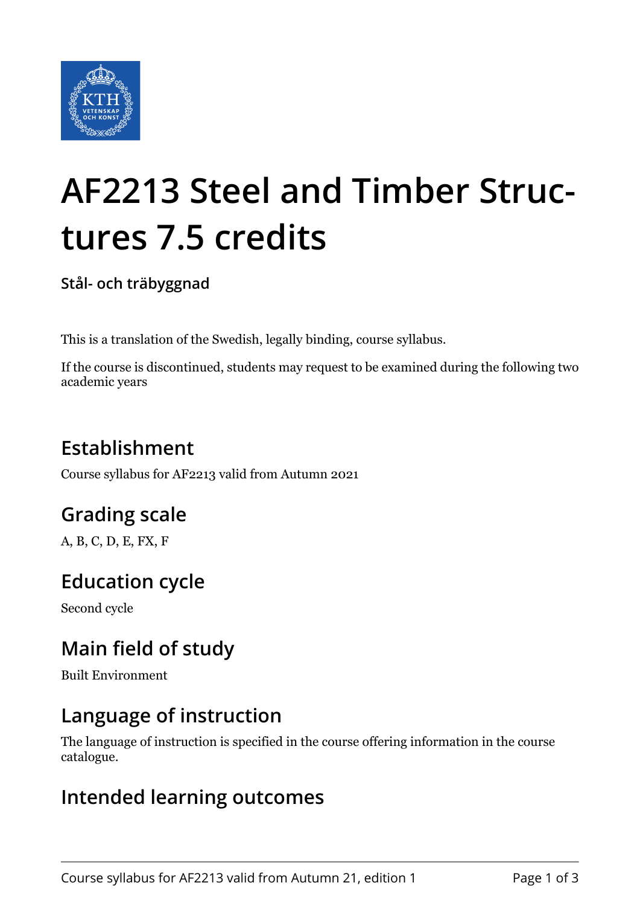# AF2213 Steel and Timber Structures 7.5 credits

**Stål- och träbyggnad**

This is a translation of the Swedish, legally binding, course syllabus.

If the course is discontinued, students may request to be examined during the following two academic years

## Establishment

Course syllabus for AF2213 valid from Autumn 2021

## Grading scale

A, B, C, D, E, FX, F

## Education cycle

Second cycle

## Main field of study

Built Environment

## Language of instruction

The language of instruction is specified in the course offering information in the course catalogue.

## Intended learning outcomes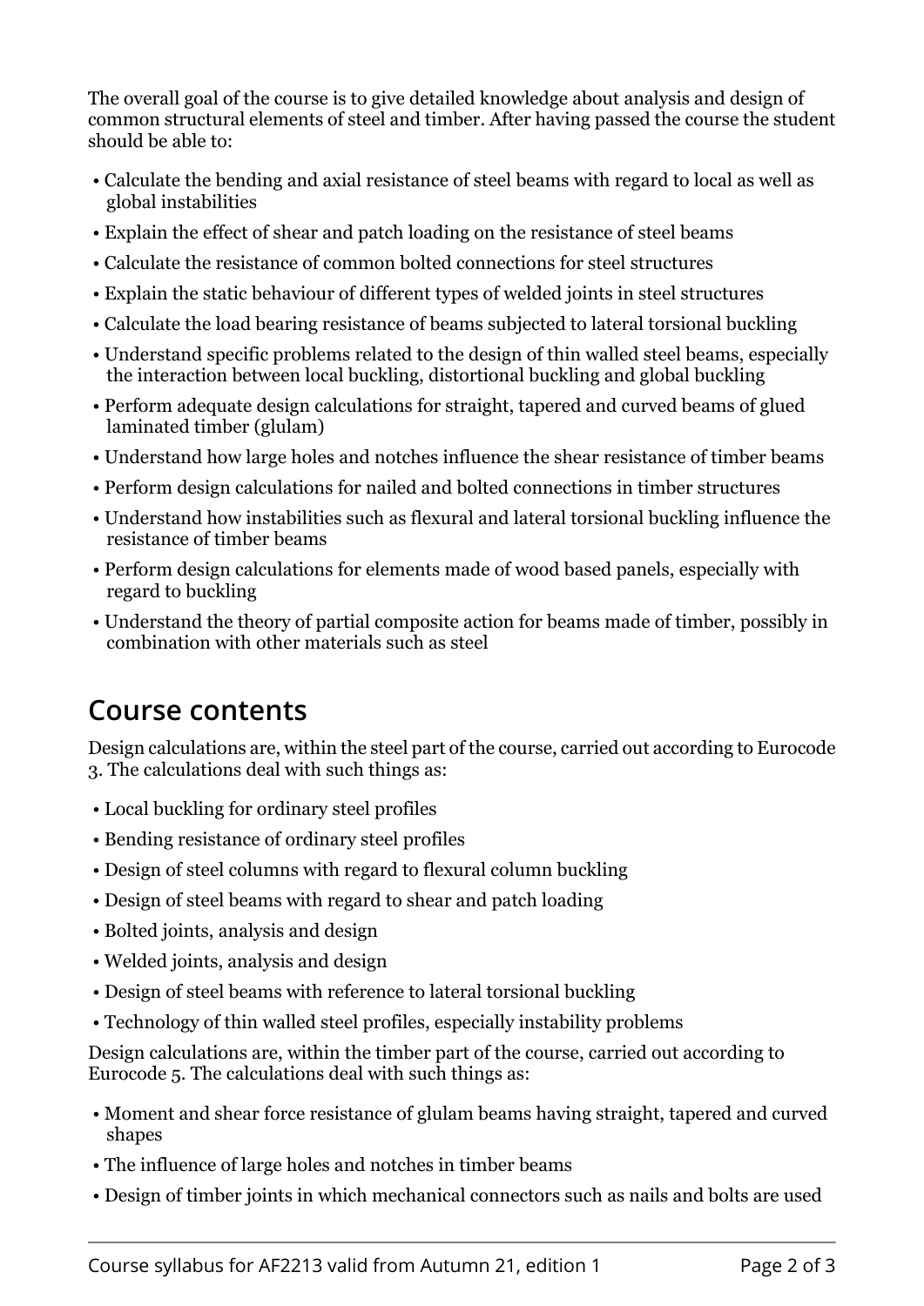The overall goal of the course is to give detailed knowledge about analysis and design of common structural elements of steel and timber. After having passed the course the student should be able to:

- Calculate the bending and axial resistance of steel beams with regard to local as well as global instabilities
- Explain the effect of shear and patch loading on the resistance of steel beams
- Calculate the resistance of common bolted connections for steel structures
- Explain the static behaviour of different types of welded joints in steel structures
- Calculate the load bearing resistance of beams subjected to lateral torsional buckling
- Understand specific problems related to the design of thin walled steel beams, especially the interaction between local buckling, distortional buckling and global buckling
- Perform adequate design calculations for straight, tapered and curved beams of glued laminated timber (glulam)
- Understand how large holes and notches influence the shear resistance of timber beams
- Perform design calculations for nailed and bolted connections in timber structures
- Understand how instabilities such as flexural and lateral torsional buckling influence the resistance of timber beams
- Perform design calculations for elements made of wood based panels, especially with regard to buckling
- Understand the theory of partial composite action for beams made of timber, possibly in combination with other materials such as steel

## Course contents

Design calculations are, within the steel part of the course, carried out according to Eurocode 3. The calculations deal with such things as:

- Local buckling for ordinary steel profiles
- Bending resistance of ordinary steel profiles
- Design of steel columns with regard to flexural column buckling
- Design of steel beams with regard to shear and patch loading
- Bolted joints, analysis and design
- Welded joints, analysis and design
- Design of steel beams with reference to lateral torsional buckling
- Technology of thin walled steel profiles, especially instability problems

Design calculations are, within the timber part of the course, carried out according to Eurocode 5. The calculations deal with such things as:

- Moment and shear force resistance of glulam beams having straight, tapered and curved shapes
- The influence of large holes and notches in timber beams
- Design of timber joints in which mechanical connectors such as nails and bolts are used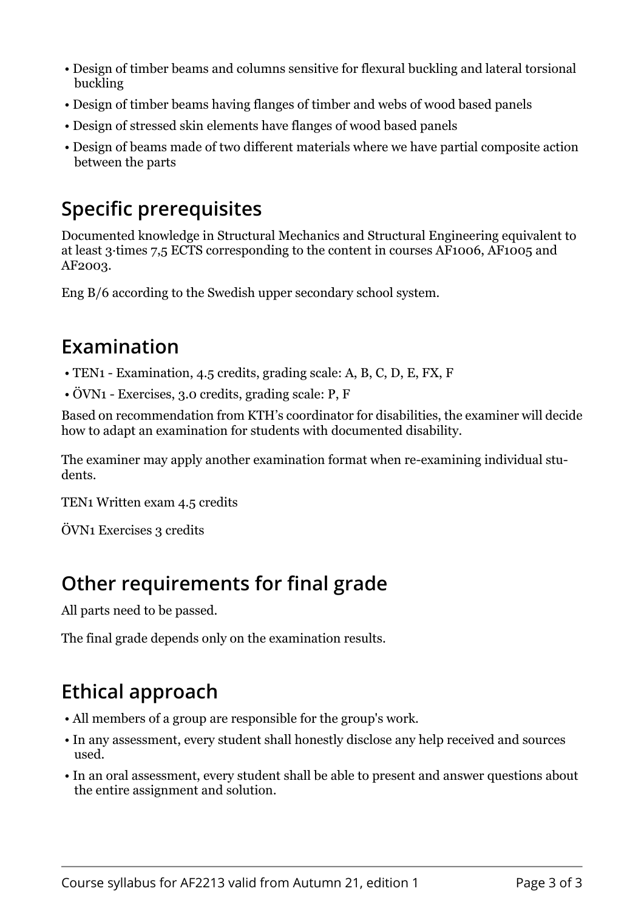- Design of timber beams and columns sensitive for flexural buckling and lateral torsional buckling
- Design of timber beams having flanges of timber and webs of wood based panels
- Design of stressed skin elements have flanges of wood based panels
- Design of beams made of two different materials where we have partial composite action between the parts

## Specific prerequisites

Documented knowledge in Structural Mechanics and Structural Engineering equivalent to at least 3·times 7,5 ECTS corresponding to the content in courses AF1006, AF1005 and AF2003.

Eng B/6 according to the Swedish upper secondary school system.

## Examination

- TEN1 - Examination, 4.5 credits, grading scale: A, B, C, D, E, FX, F
- ÖVN1 - Exercises, 3.0 credits, grading scale: P, F

Based on recommendation from KTH's coordinator for disabilities, the examiner will decide how to adapt an examination for students with documented disability.

The examiner may apply another examination format when re-examining individual students.

TEN1 Written exam 4.5 credits

ÖVN1 Exercises 3 credits

## Other requirements for final grade

All parts need to be passed.

The final grade depends only on the examination results.

## Ethical approach

- All members of a group are responsible for the group's work.
- In any assessment, every student shall honestly disclose any help received and sources used.
- In an oral assessment, every student shall be able to present and answer questions about the entire assignment and solution.